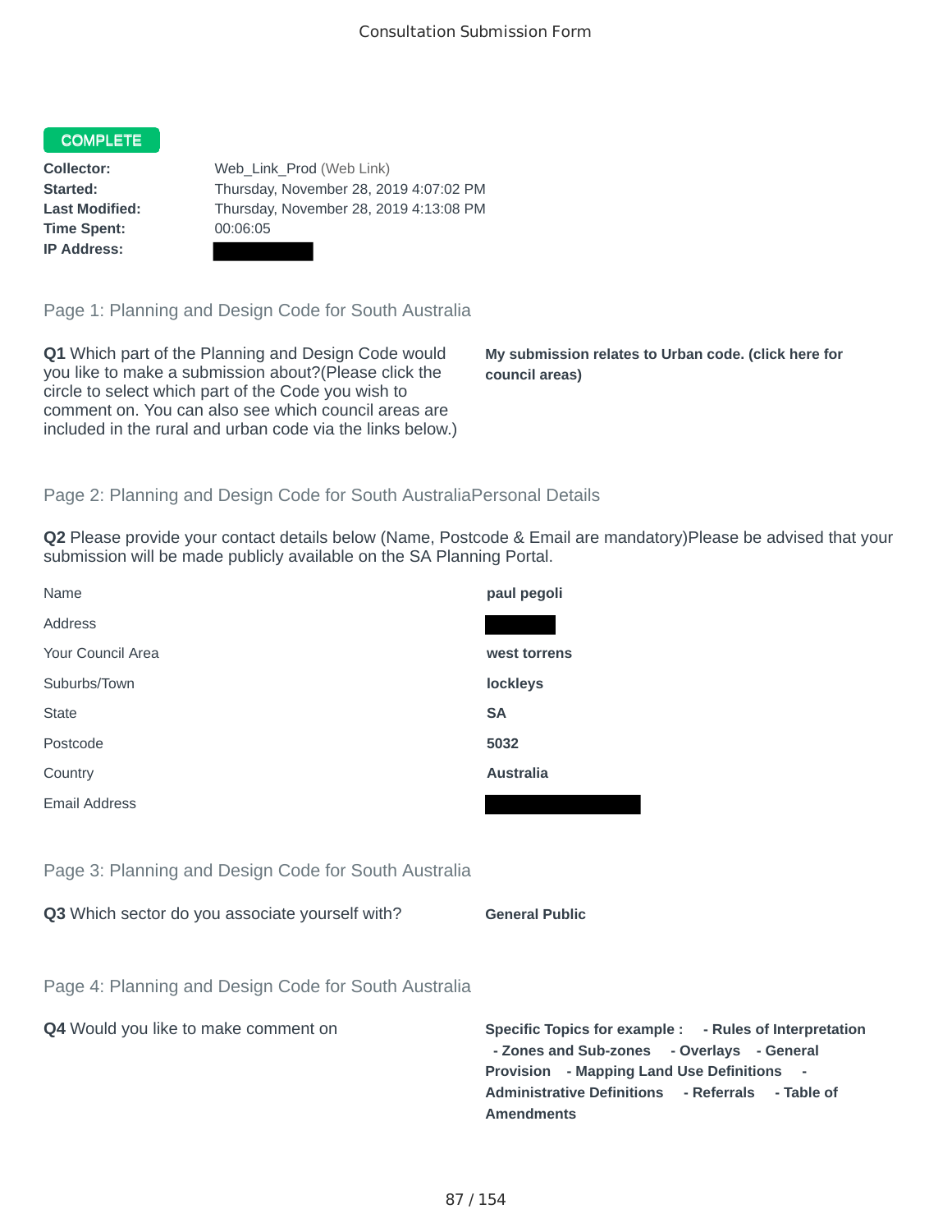Consultation Submission Form

**COMPLETE**

**Collector:** Web_Link_Prod (Web Link)
**Started:** Thursday, November 28, 2019 4:07:02 PM
**Last Modified:** Thursday, November 28, 2019 4:13:08 PM
**Time Spent:** 00:06:05
**IP Address:**

## Page 1: Planning and Design Code for South Australia

**Q1** Which part of the Planning and Design Code would you like to make a submission about?(Please click the circle to select which part of the Code you wish to comment on. You can also see which council areas are included in the rural and urban code via the links below.)

**My submission relates to Urban code. (click here for council areas)**

## Page 2: Planning and Design Code for South AustraliaPersonal Details

**Q2** Please provide your contact details below (Name, Postcode & Email are mandatory)Please be advised that your submission will be made publicly available on the SA Planning Portal.

| | |
|---|---|
| Name | **paul pegoli** |
| Address | |
| Your Council Area | **west torrens** |
| Suburbs/Town | **lockleys** |
| State | **SA** |
| Postcode | **5032** |
| Country | **Australia** |
| Email Address | |

## Page 3: Planning and Design Code for South Australia

**Q3** Which sector do you associate yourself with?

**General Public**

## Page 4: Planning and Design Code for South Australia

**Q4** Would you like to make comment on

**Specific Topics for example : - Rules of Interpretation - Zones and Sub-zones - Overlays - General Provision - Mapping Land Use Definitions - Administrative Definitions - Referrals - Table of Amendments**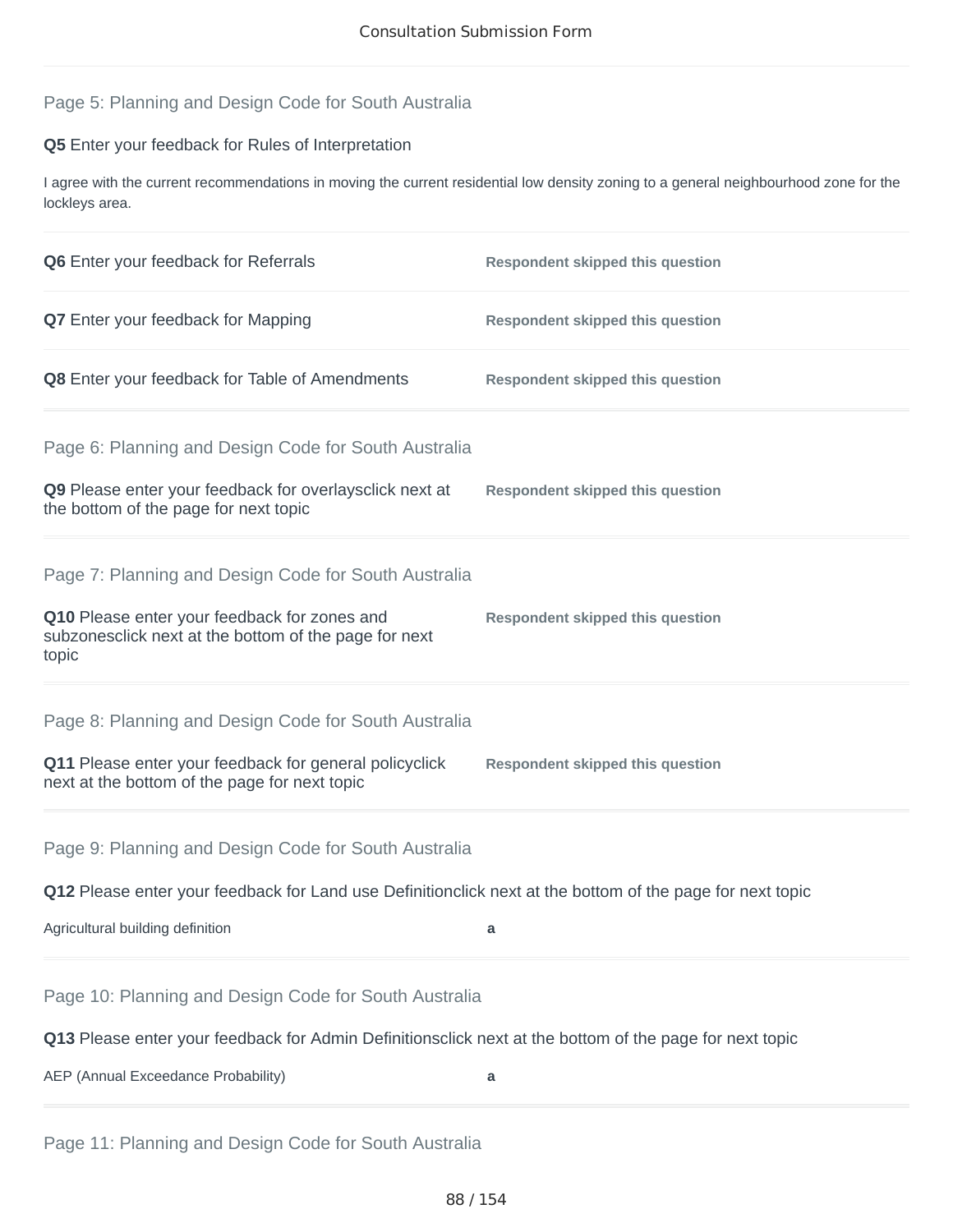Page 5: Planning and Design Code for South Australia

**Q5** Enter your feedback for Rules of Interpretation

I agree with the current recommendations in moving the current residential low density zoning to a general neighbourhood zone for the lockleys area.

| | |
|---|---|
| **Q6** Enter your feedback for Referrals | **Respondent skipped this question** |
| **Q7** Enter your feedback for Mapping | **Respondent skipped this question** |
| **Q8** Enter your feedback for Table of Amendments | **Respondent skipped this question** |

Page 6: Planning and Design Code for South Australia

| | |
|---|---|
| **Q9** Please enter your feedback for overlaysclick next at the bottom of the page for next topic | **Respondent skipped this question** |

Page 7: Planning and Design Code for South Australia

| | |
|---|---|
| **Q10** Please enter your feedback for zones and subzonesclick next at the bottom of the page for next topic | **Respondent skipped this question** |

Page 8: Planning and Design Code for South Australia

| | |
|---|---|
| **Q11** Please enter your feedback for general policyclick next at the bottom of the page for next topic | **Respondent skipped this question** |

Page 9: Planning and Design Code for South Australia

**Q12** Please enter your feedback for Land use Definitionclick next at the bottom of the page for next topic

| | |
|---|---|
| Agricultural building definition | **a** |

Page 10: Planning and Design Code for South Australia

**Q13** Please enter your feedback for Admin Definitionsclick next at the bottom of the page for next topic

| | |
|---|---|
| AEP (Annual Exceedance Probability) | **a** |

Page 11: Planning and Design Code for South Australia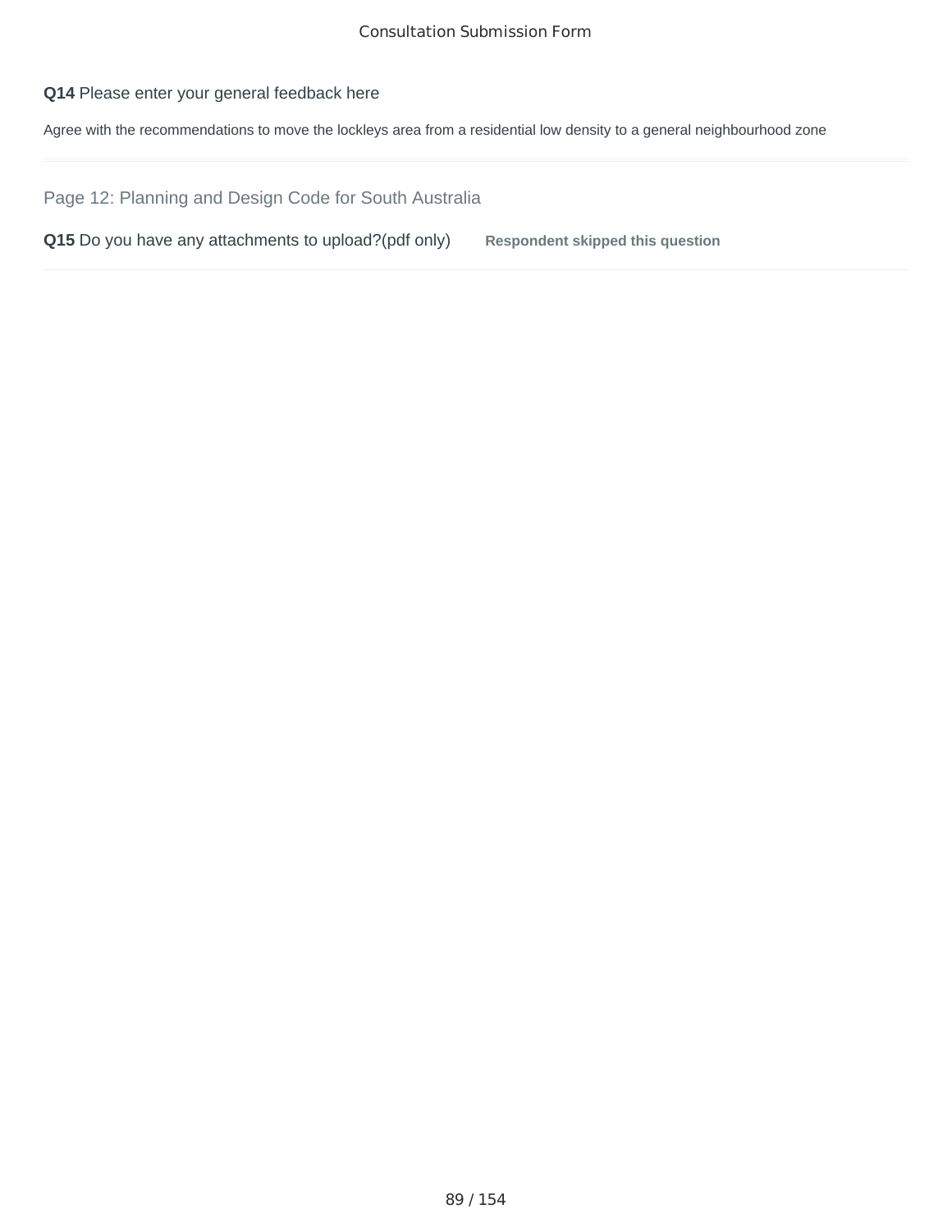**Q14** Please enter your general feedback here

Agree with the recommendations to move the lockleys area from a residential low density to a general neighbourhood zone

## Page 12: Planning and Design Code for South Australia

**Q15** Do you have any attachments to upload?(pdf only) **Respondent skipped this question**